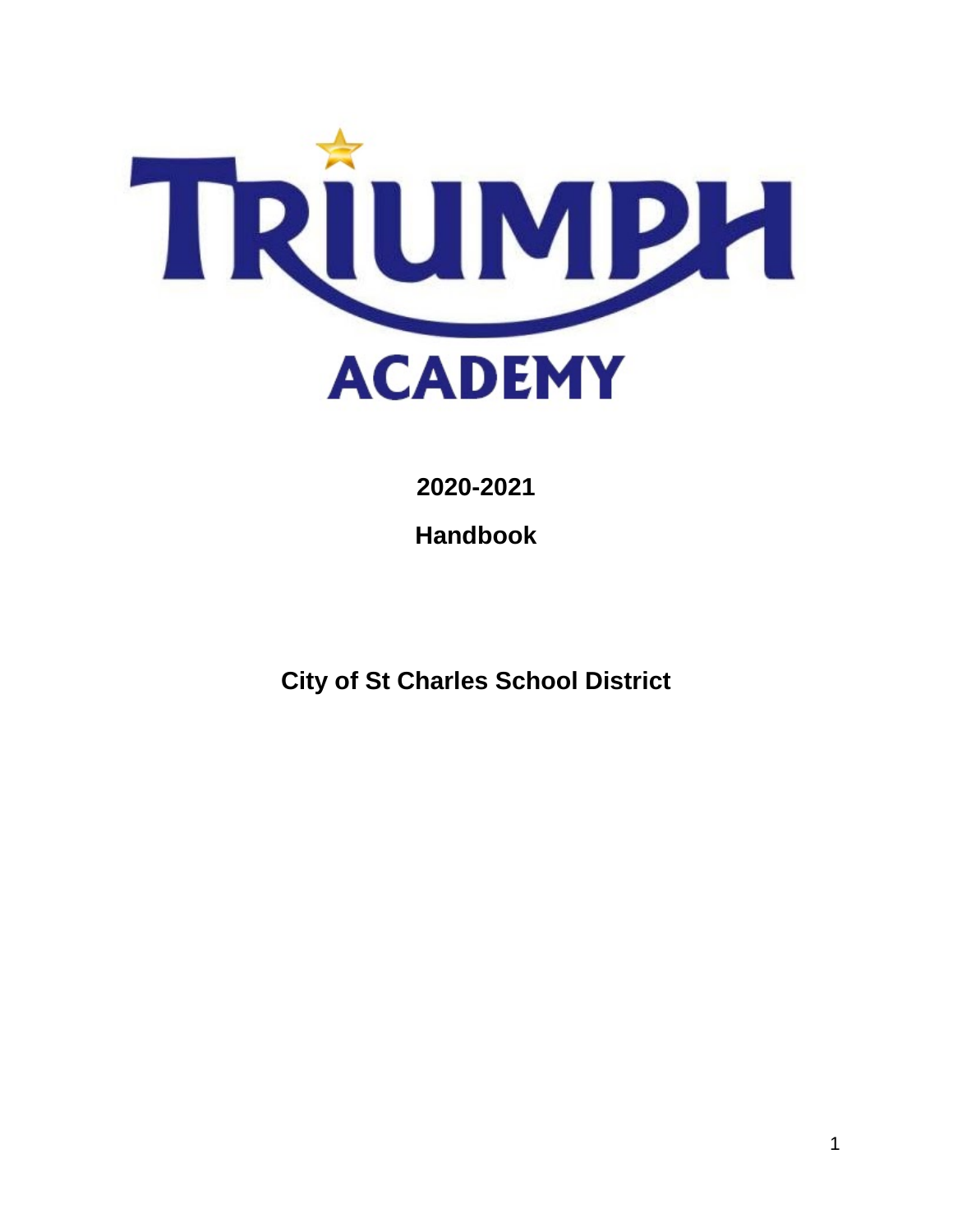# TRIUMPH ACADEMY

**2020-2021**

**Handbook**

**City of St Charles School District**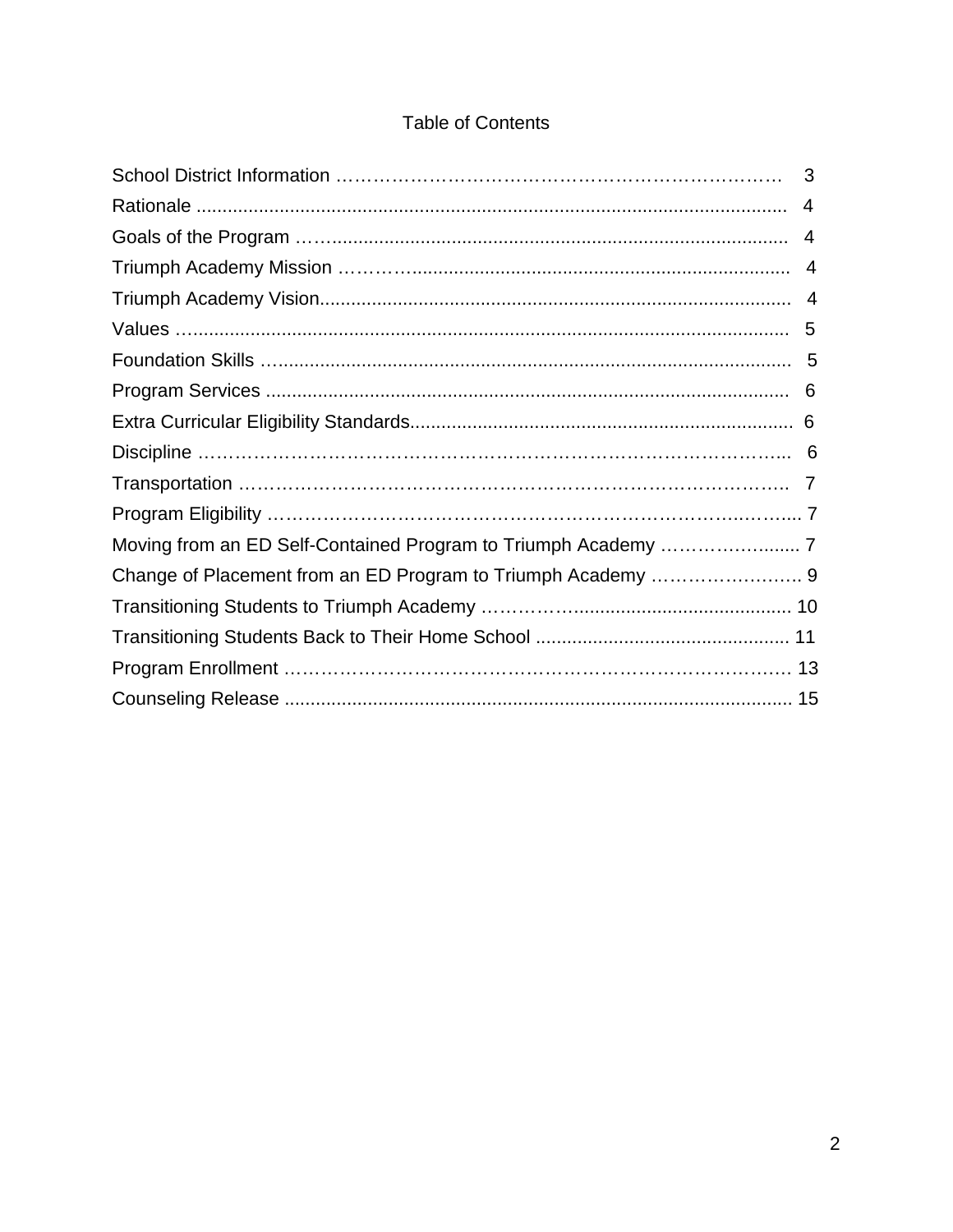# Table of Contents

| Section | Page |
|---|---|
| School District Information | 3 |
| Rationale | 4 |
| Goals of the Program | 4 |
| Triumph Academy Mission | 4 |
| Triumph Academy Vision | 4 |
| Values | 5 |
| Foundation Skills | 5 |
| Program Services | 6 |
| Extra Curricular Eligibility Standards | 6 |
| Discipline | 6 |
| Transportation | 7 |
| Program Eligibility | 7 |
| Moving from an ED Self-Contained Program to Triumph Academy | 7 |
| Change of Placement from an ED Program to Triumph Academy | 9 |
| Transitioning Students to Triumph Academy | 10 |
| Transitioning Students Back to Their Home School | 11 |
| Program Enrollment | 13 |
| Counseling Release | 15 |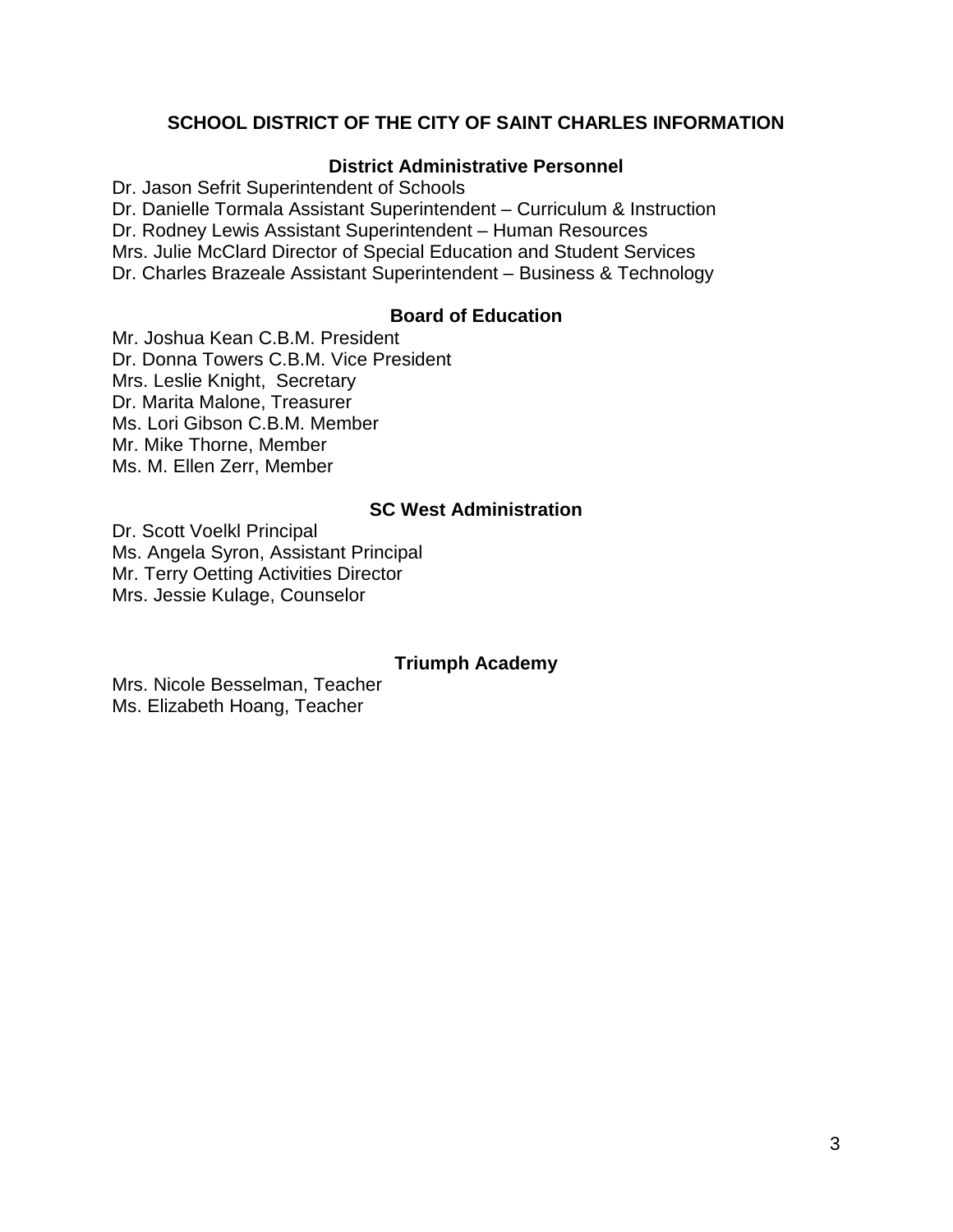## SCHOOL DISTRICT OF THE CITY OF SAINT CHARLES INFORMATION

### District Administrative Personnel

Dr. Jason Sefrit Superintendent of Schools
Dr. Danielle Tormala Assistant Superintendent – Curriculum & Instruction
Dr. Rodney Lewis Assistant Superintendent – Human Resources
Mrs. Julie McClard Director of Special Education and Student Services
Dr. Charles Brazeale Assistant Superintendent – Business & Technology

### Board of Education

Mr. Joshua Kean C.B.M. President
Dr. Donna Towers C.B.M. Vice President
Mrs. Leslie Knight, Secretary
Dr. Marita Malone, Treasurer
Ms. Lori Gibson C.B.M. Member
Mr. Mike Thorne, Member
Ms. M. Ellen Zerr, Member

### SC West Administration

Dr. Scott Voelkl Principal
Ms. Angela Syron, Assistant Principal
Mr. Terry Oetting Activities Director
Mrs. Jessie Kulage, Counselor

### Triumph Academy

Mrs. Nicole Besselman, Teacher
Ms. Elizabeth Hoang, Teacher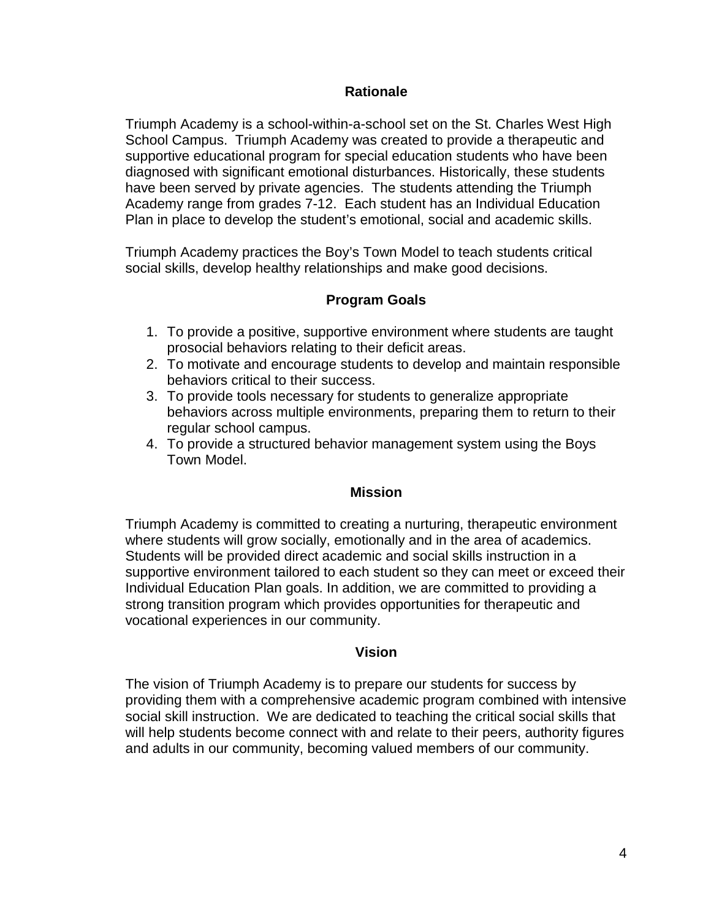## Rationale

Triumph Academy is a school-within-a-school set on the St. Charles West High School Campus. Triumph Academy was created to provide a therapeutic and supportive educational program for special education students who have been diagnosed with significant emotional disturbances. Historically, these students have been served by private agencies. The students attending the Triumph Academy range from grades 7-12. Each student has an Individual Education Plan in place to develop the student's emotional, social and academic skills.

Triumph Academy practices the Boy's Town Model to teach students critical social skills, develop healthy relationships and make good decisions.

## Program Goals

1. To provide a positive, supportive environment where students are taught prosocial behaviors relating to their deficit areas.
2. To motivate and encourage students to develop and maintain responsible behaviors critical to their success.
3. To provide tools necessary for students to generalize appropriate behaviors across multiple environments, preparing them to return to their regular school campus.
4. To provide a structured behavior management system using the Boys Town Model.

## Mission

Triumph Academy is committed to creating a nurturing, therapeutic environment where students will grow socially, emotionally and in the area of academics. Students will be provided direct academic and social skills instruction in a supportive environment tailored to each student so they can meet or exceed their Individual Education Plan goals. In addition, we are committed to providing a strong transition program which provides opportunities for therapeutic and vocational experiences in our community.

## Vision

The vision of Triumph Academy is to prepare our students for success by providing them with a comprehensive academic program combined with intensive social skill instruction. We are dedicated to teaching the critical social skills that will help students become connect with and relate to their peers, authority figures and adults in our community, becoming valued members of our community.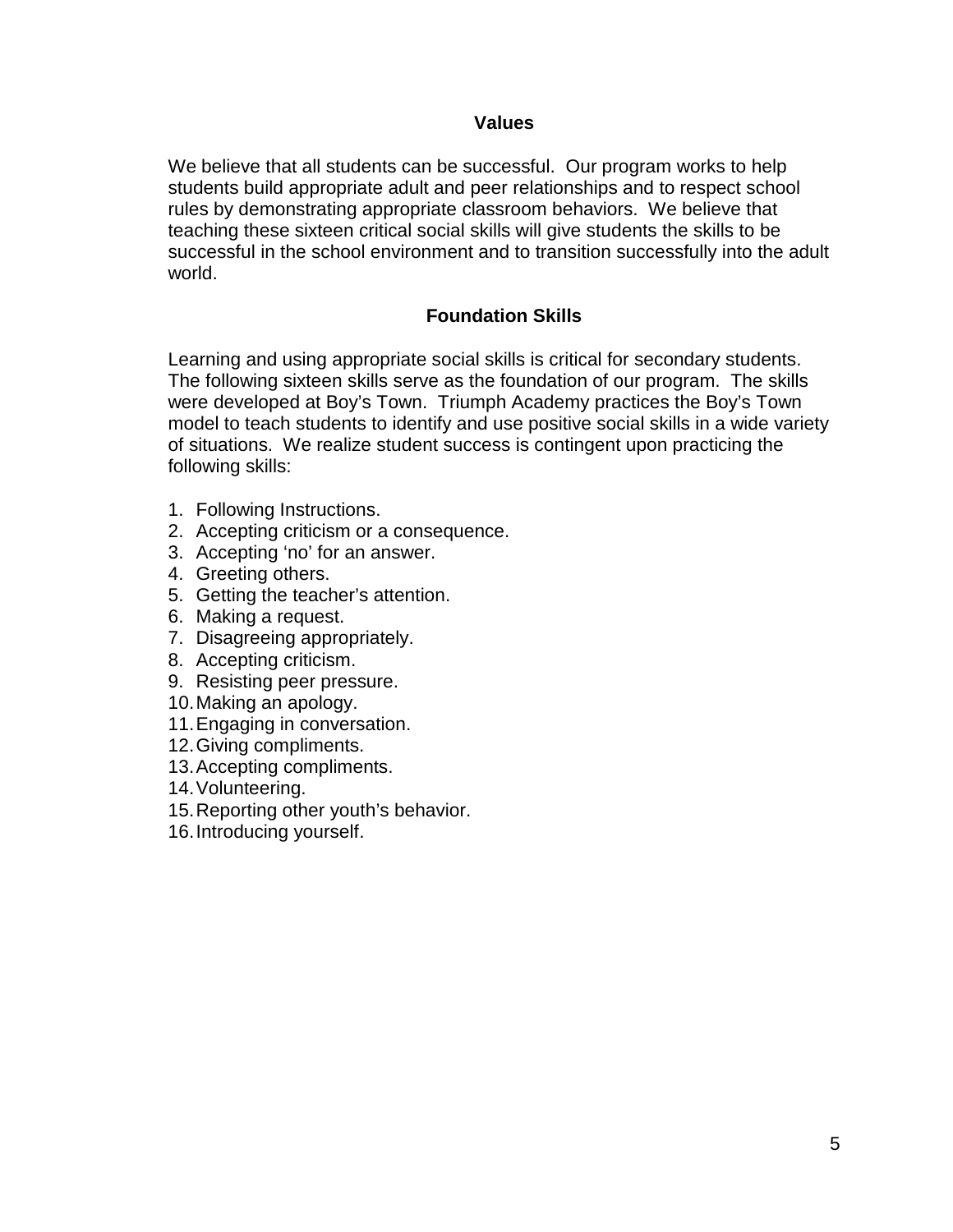## Values

We believe that all students can be successful. Our program works to help students build appropriate adult and peer relationships and to respect school rules by demonstrating appropriate classroom behaviors. We believe that teaching these sixteen critical social skills will give students the skills to be successful in the school environment and to transition successfully into the adult world.

## Foundation Skills

Learning and using appropriate social skills is critical for secondary students. The following sixteen skills serve as the foundation of our program. The skills were developed at Boy's Town. Triumph Academy practices the Boy's Town model to teach students to identify and use positive social skills in a wide variety of situations. We realize student success is contingent upon practicing the following skills:

1. Following Instructions.
2. Accepting criticism or a consequence.
3. Accepting 'no' for an answer.
4. Greeting others.
5. Getting the teacher's attention.
6. Making a request.
7. Disagreeing appropriately.
8. Accepting criticism.
9. Resisting peer pressure.
10. Making an apology.
11. Engaging in conversation.
12. Giving compliments.
13. Accepting compliments.
14. Volunteering.
15. Reporting other youth's behavior.
16. Introducing yourself.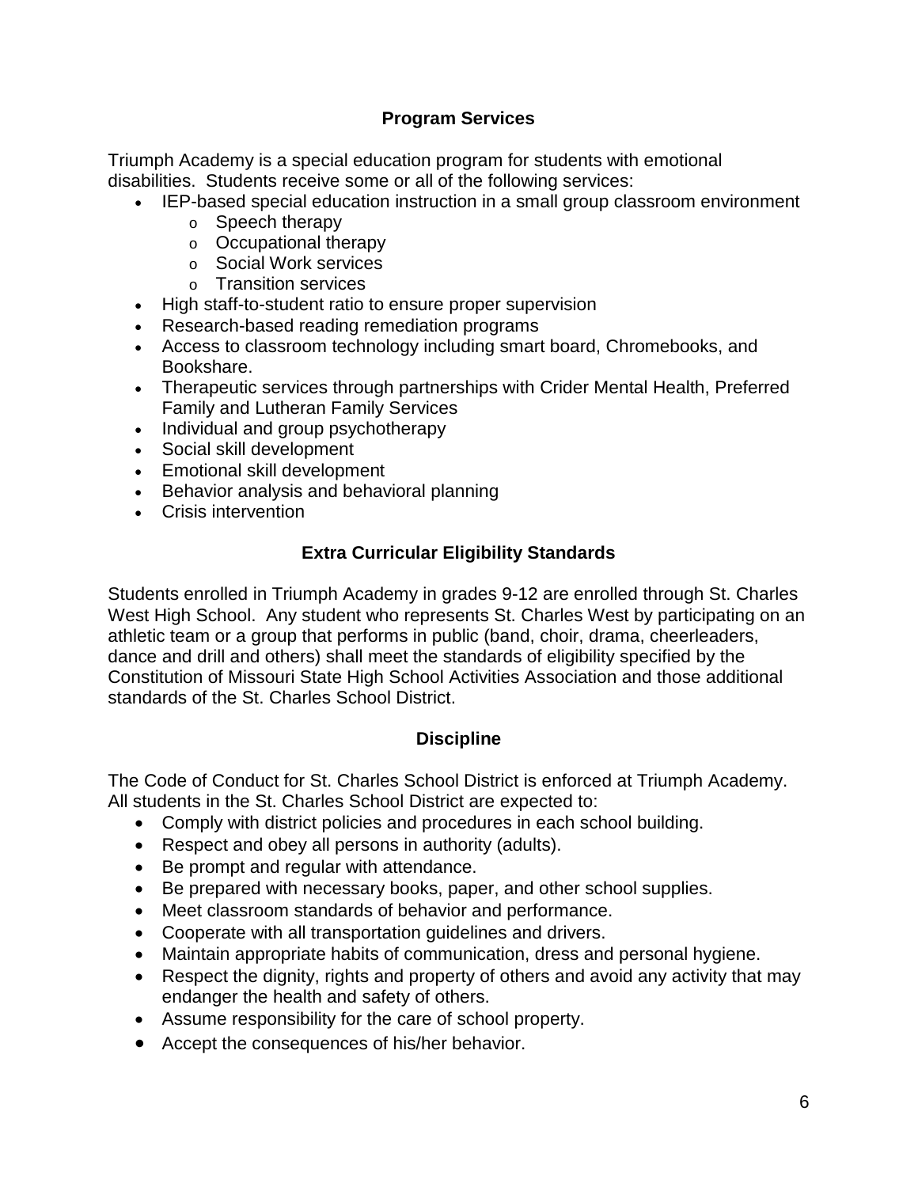## Program Services

Triumph Academy is a special education program for students with emotional disabilities. Students receive some or all of the following services:

- IEP-based special education instruction in a small group classroom environment
  - Speech therapy
  - Occupational therapy
  - Social Work services
  - Transition services
- High staff-to-student ratio to ensure proper supervision
- Research-based reading remediation programs
- Access to classroom technology including smart board, Chromebooks, and Bookshare.
- Therapeutic services through partnerships with Crider Mental Health, Preferred Family and Lutheran Family Services
- Individual and group psychotherapy
- Social skill development
- Emotional skill development
- Behavior analysis and behavioral planning
- Crisis intervention

## Extra Curricular Eligibility Standards

Students enrolled in Triumph Academy in grades 9-12 are enrolled through St. Charles West High School. Any student who represents St. Charles West by participating on an athletic team or a group that performs in public (band, choir, drama, cheerleaders, dance and drill and others) shall meet the standards of eligibility specified by the Constitution of Missouri State High School Activities Association and those additional standards of the St. Charles School District.

## Discipline

The Code of Conduct for St. Charles School District is enforced at Triumph Academy. All students in the St. Charles School District are expected to:

- Comply with district policies and procedures in each school building.
- Respect and obey all persons in authority (adults).
- Be prompt and regular with attendance.
- Be prepared with necessary books, paper, and other school supplies.
- Meet classroom standards of behavior and performance.
- Cooperate with all transportation guidelines and drivers.
- Maintain appropriate habits of communication, dress and personal hygiene.
- Respect the dignity, rights and property of others and avoid any activity that may endanger the health and safety of others.
- Assume responsibility for the care of school property.
- Accept the consequences of his/her behavior.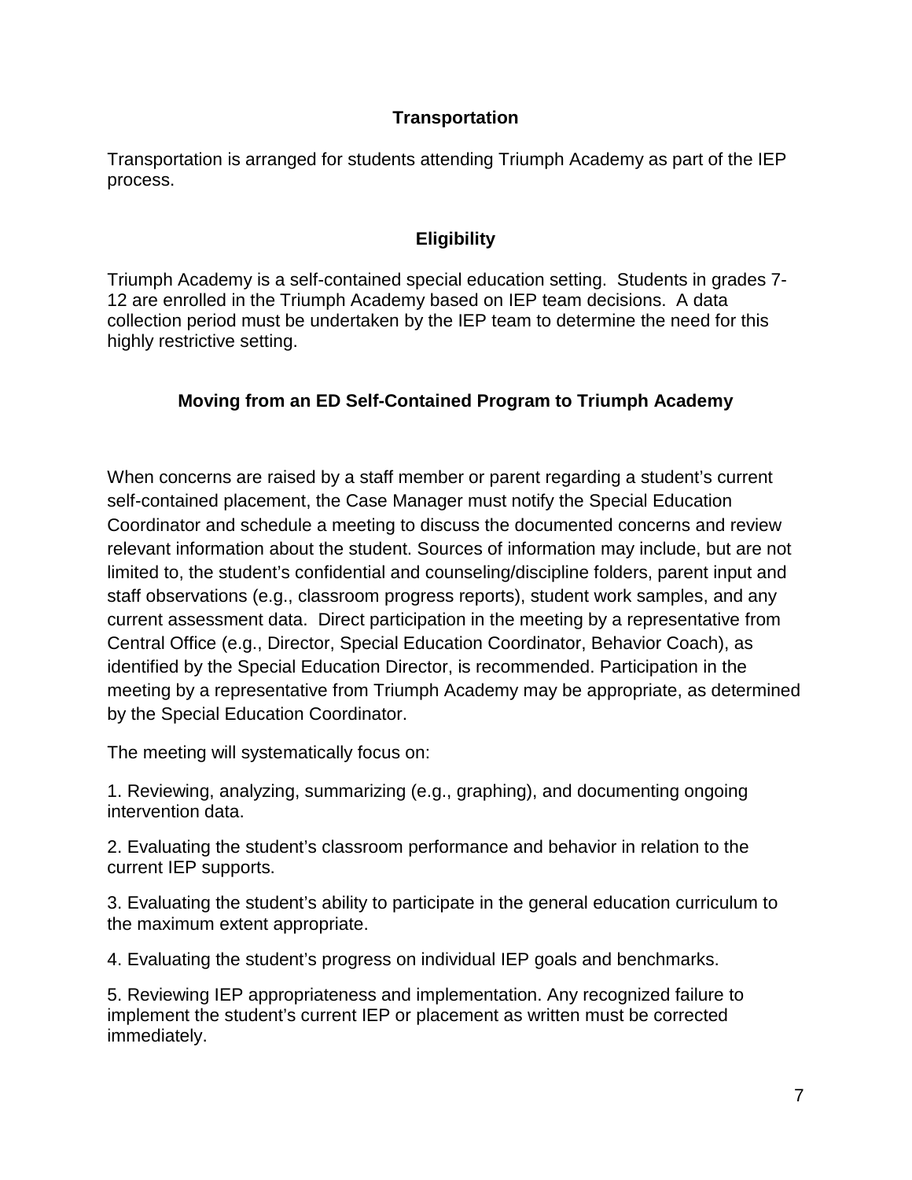## Transportation

Transportation is arranged for students attending Triumph Academy as part of the IEP process.

## Eligibility

Triumph Academy is a self-contained special education setting. Students in grades 7-12 are enrolled in the Triumph Academy based on IEP team decisions. A data collection period must be undertaken by the IEP team to determine the need for this highly restrictive setting.

## Moving from an ED Self-Contained Program to Triumph Academy

When concerns are raised by a staff member or parent regarding a student's current self-contained placement, the Case Manager must notify the Special Education Coordinator and schedule a meeting to discuss the documented concerns and review relevant information about the student. Sources of information may include, but are not limited to, the student's confidential and counseling/discipline folders, parent input and staff observations (e.g., classroom progress reports), student work samples, and any current assessment data. Direct participation in the meeting by a representative from Central Office (e.g., Director, Special Education Coordinator, Behavior Coach), as identified by the Special Education Director, is recommended. Participation in the meeting by a representative from Triumph Academy may be appropriate, as determined by the Special Education Coordinator.

The meeting will systematically focus on:

1. Reviewing, analyzing, summarizing (e.g., graphing), and documenting ongoing intervention data.

2. Evaluating the student's classroom performance and behavior in relation to the current IEP supports.

3. Evaluating the student's ability to participate in the general education curriculum to the maximum extent appropriate.

4. Evaluating the student's progress on individual IEP goals and benchmarks.

5. Reviewing IEP appropriateness and implementation. Any recognized failure to implement the student's current IEP or placement as written must be corrected immediately.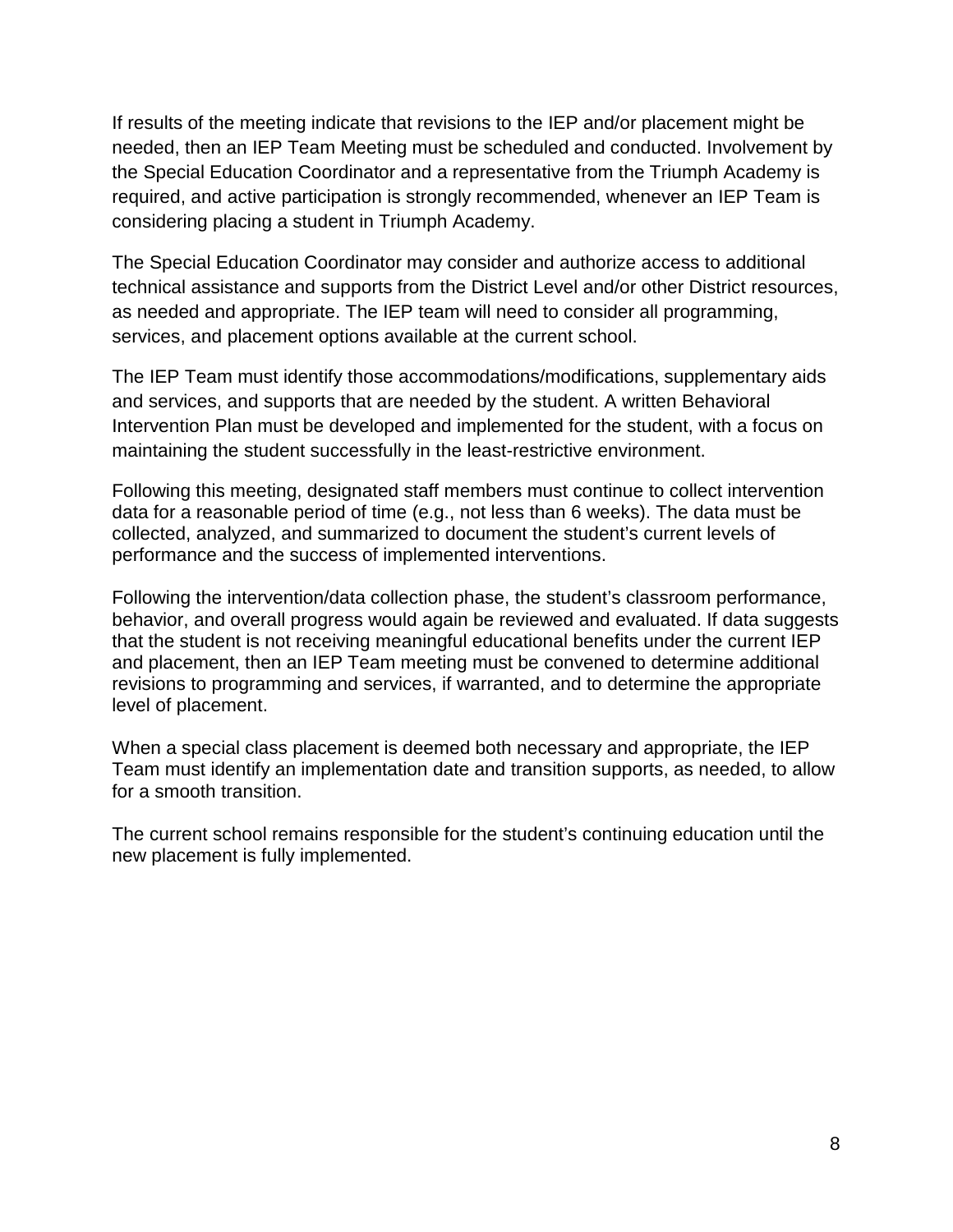If results of the meeting indicate that revisions to the IEP and/or placement might be needed, then an IEP Team Meeting must be scheduled and conducted. Involvement by the Special Education Coordinator and a representative from the Triumph Academy is required, and active participation is strongly recommended, whenever an IEP Team is considering placing a student in Triumph Academy.

The Special Education Coordinator may consider and authorize access to additional technical assistance and supports from the District Level and/or other District resources, as needed and appropriate. The IEP team will need to consider all programming, services, and placement options available at the current school.

The IEP Team must identify those accommodations/modifications, supplementary aids and services, and supports that are needed by the student. A written Behavioral Intervention Plan must be developed and implemented for the student, with a focus on maintaining the student successfully in the least-restrictive environment.

Following this meeting, designated staff members must continue to collect intervention data for a reasonable period of time (e.g., not less than 6 weeks). The data must be collected, analyzed, and summarized to document the student's current levels of performance and the success of implemented interventions.

Following the intervention/data collection phase, the student's classroom performance, behavior, and overall progress would again be reviewed and evaluated. If data suggests that the student is not receiving meaningful educational benefits under the current IEP and placement, then an IEP Team meeting must be convened to determine additional revisions to programming and services, if warranted, and to determine the appropriate level of placement.

When a special class placement is deemed both necessary and appropriate, the IEP Team must identify an implementation date and transition supports, as needed, to allow for a smooth transition.

The current school remains responsible for the student's continuing education until the new placement is fully implemented.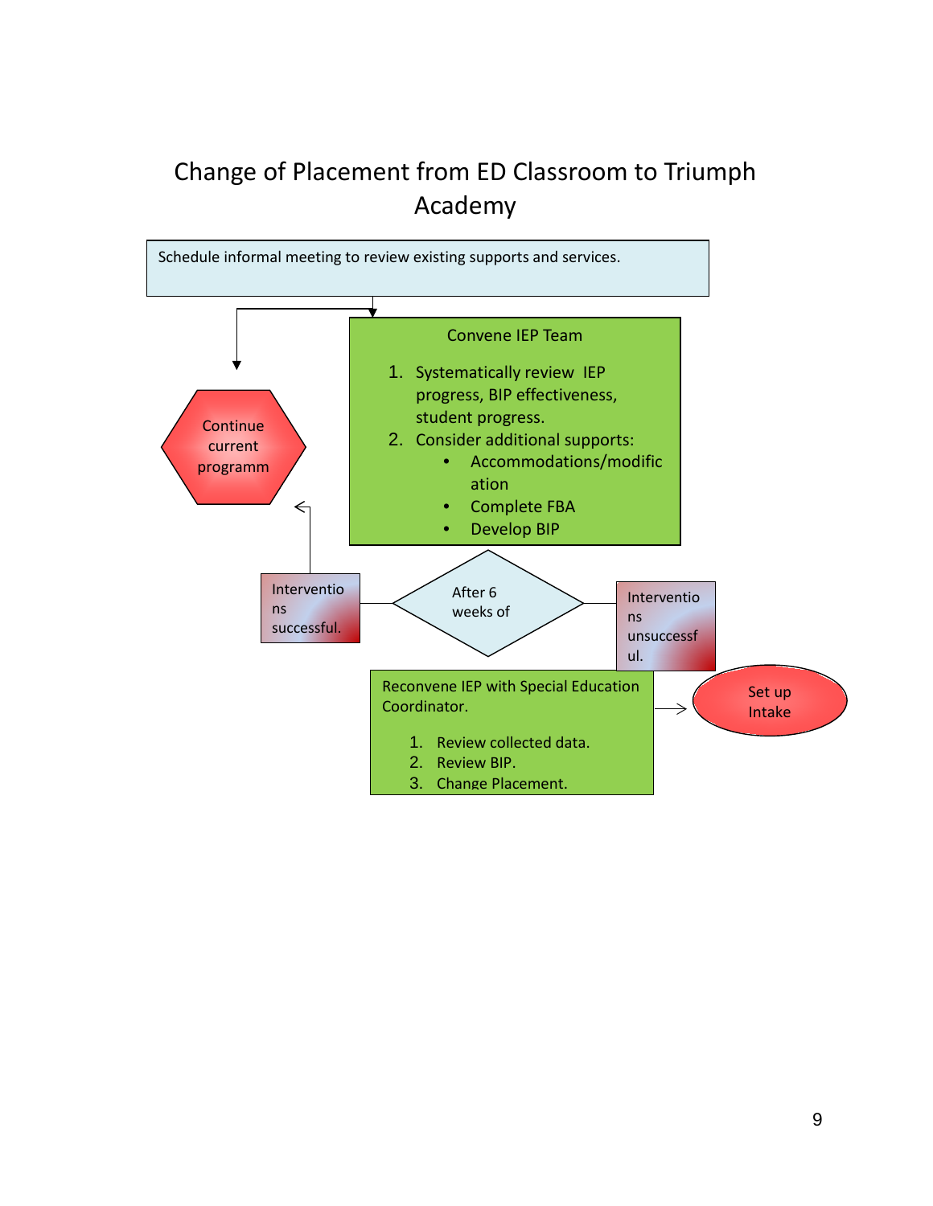# Change of Placement from ED Classroom to Triumph Academy

Schedule informal meeting to review existing supports and services.

**Convene IEP Team**

1. Systematically review IEP progress, BIP effectiveness, student progress.
2. Consider additional supports:
   - Accommodations/modification
   - Complete FBA
   - Develop BIP

Continue current programm

After 6 weeks of

Interventions successful.

Interventions unsuccessful.

Reconvene IEP with Special Education Coordinator.

1. Review collected data.
2. Review BIP.
3. Change Placement.

Set up Intake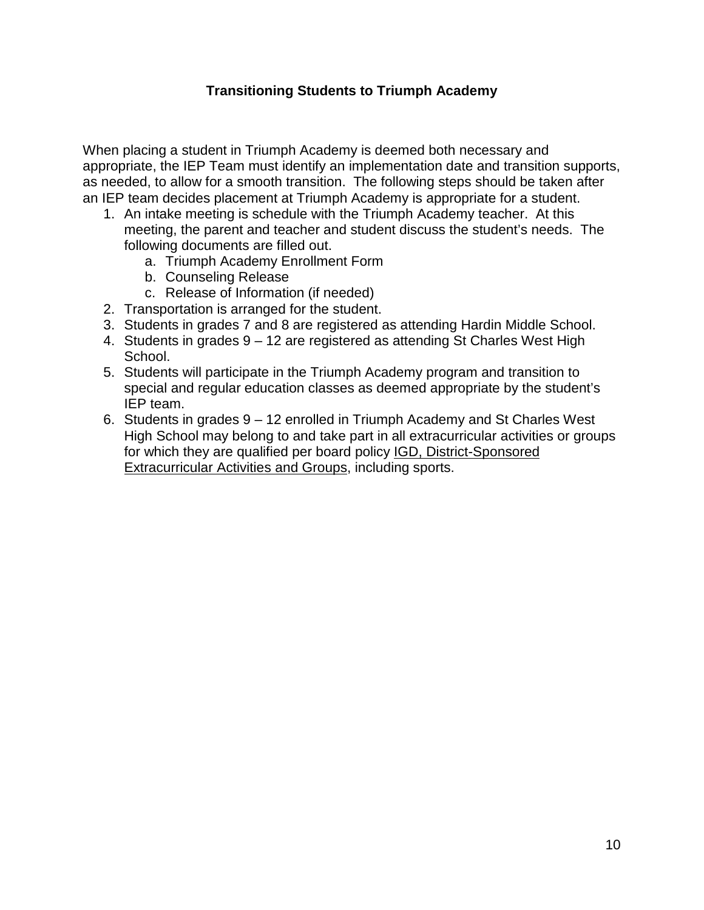## Transitioning Students to Triumph Academy

When placing a student in Triumph Academy is deemed both necessary and appropriate, the IEP Team must identify an implementation date and transition supports, as needed, to allow for a smooth transition. The following steps should be taken after an IEP team decides placement at Triumph Academy is appropriate for a student.

1. An intake meeting is schedule with the Triumph Academy teacher. At this meeting, the parent and teacher and student discuss the student's needs. The following documents are filled out.
   a. Triumph Academy Enrollment Form
   b. Counseling Release
   c. Release of Information (if needed)
2. Transportation is arranged for the student.
3. Students in grades 7 and 8 are registered as attending Hardin Middle School.
4. Students in grades 9 – 12 are registered as attending St Charles West High School.
5. Students will participate in the Triumph Academy program and transition to special and regular education classes as deemed appropriate by the student's IEP team.
6. Students in grades 9 – 12 enrolled in Triumph Academy and St Charles West High School may belong to and take part in all extracurricular activities or groups for which they are qualified per board policy IGD, District-Sponsored Extracurricular Activities and Groups, including sports.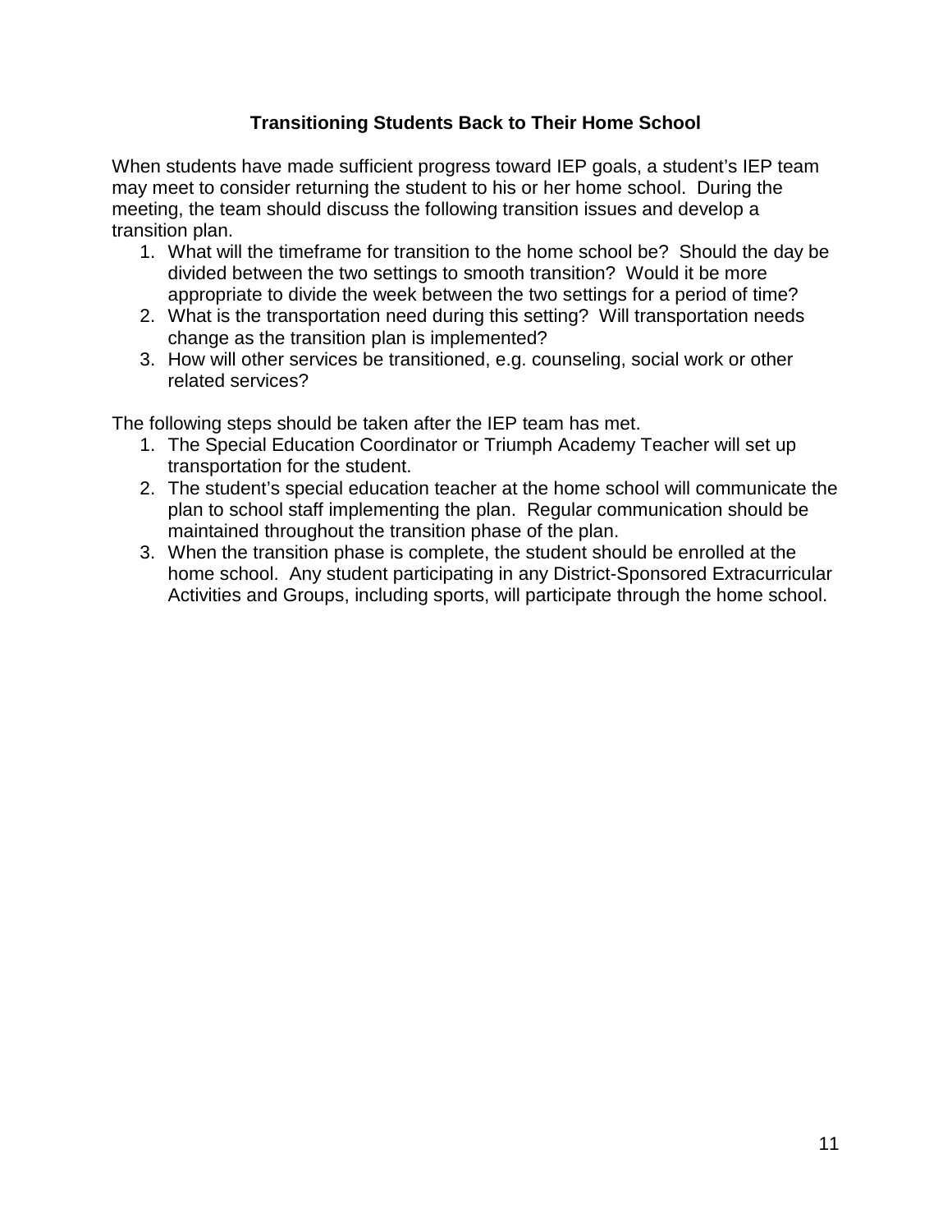## Transitioning Students Back to Their Home School

When students have made sufficient progress toward IEP goals, a student's IEP team may meet to consider returning the student to his or her home school. During the meeting, the team should discuss the following transition issues and develop a transition plan.

1. What will the timeframe for transition to the home school be? Should the day be divided between the two settings to smooth transition? Would it be more appropriate to divide the week between the two settings for a period of time?
2. What is the transportation need during this setting? Will transportation needs change as the transition plan is implemented?
3. How will other services be transitioned, e.g. counseling, social work or other related services?

The following steps should be taken after the IEP team has met.

1. The Special Education Coordinator or Triumph Academy Teacher will set up transportation for the student.
2. The student's special education teacher at the home school will communicate the plan to school staff implementing the plan. Regular communication should be maintained throughout the transition phase of the plan.
3. When the transition phase is complete, the student should be enrolled at the home school. Any student participating in any District-Sponsored Extracurricular Activities and Groups, including sports, will participate through the home school.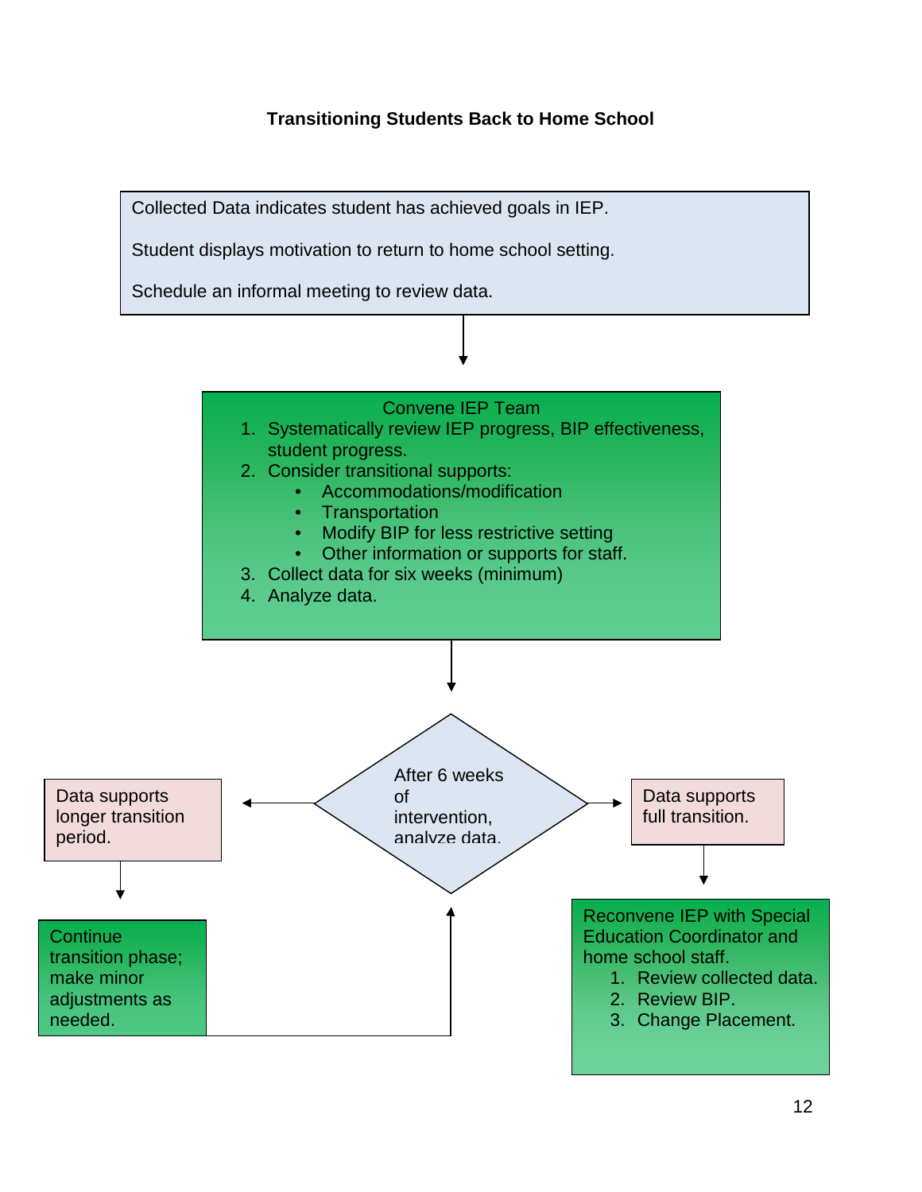## Transitioning Students Back to Home School

Collected Data indicates student has achieved goals in IEP.

Student displays motivation to return to home school setting.

Schedule an informal meeting to review data.

↓

**Convene IEP Team**

1. Systematically review IEP progress, BIP effectiveness, student progress.
2. Consider transitional supports:
   - Accommodations/modification
   - Transportation
   - Modify BIP for less restrictive setting
   - Other information or supports for staff.
3. Collect data for six weeks (minimum)
4. Analyze data.

↓

**After 6 weeks of intervention, analyze data.**

← Data supports longer transition period.

↓

Continue transition phase; make minor adjustments as needed. (Return to: After 6 weeks of intervention, analyze data.)

→ Data supports full transition.

↓

Reconvene IEP with Special Education Coordinator and home school staff.

1. Review collected data.
2. Review BIP.
3. Change Placement.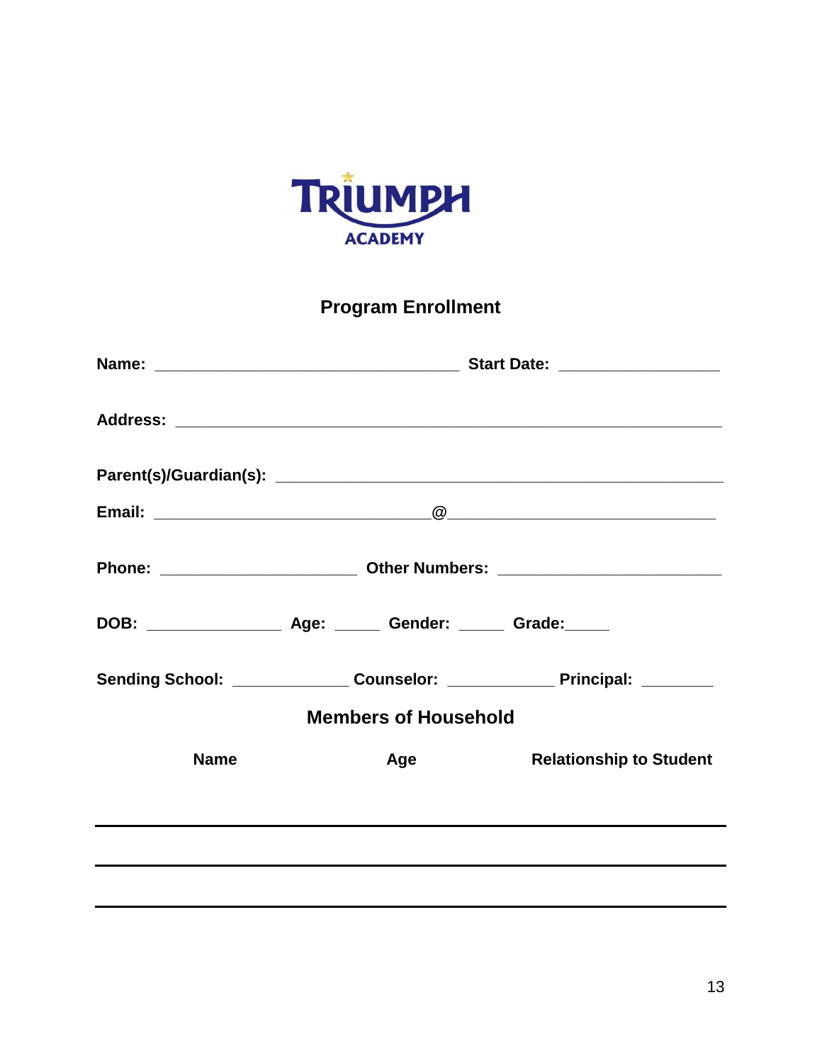TRIUMPH ACADEMY

## Program Enrollment

**Name:** ________________________________ **Start Date:** ________________

**Address:** ____________________________________________________________

**Parent(s)/Guardian(s):** _______________________________________________

**Email:** _____________________________@____________________________

**Phone:** ____________________ **Other Numbers:** ______________________

**DOB:** ______________ **Age:** _____ **Gender:** _____ **Grade:**_____

**Sending School:** ____________ **Counselor:** ___________ **Principal:** ________

## Members of Household

| Name | Age | Relationship to Student |
|---|---|---|
| | | |
| | | |
| | | |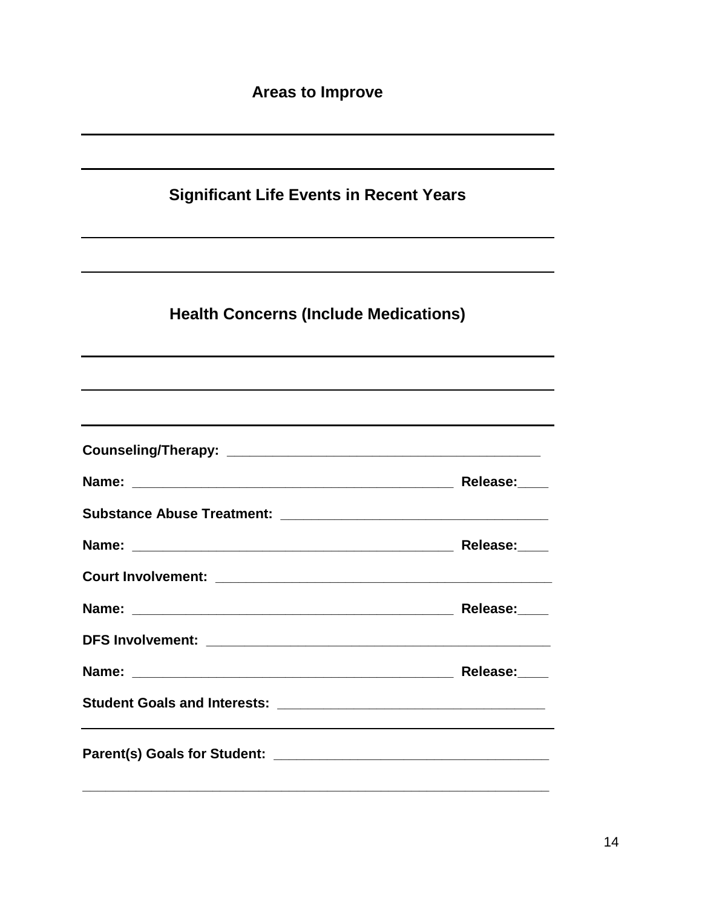## Areas to Improve

---

---

## Significant Life Events in Recent Years

---

---

## Health Concerns (Include Medications)

---

---

---

**Counseling/Therapy:** ___________________________________________

**Name:** ____________________________________________ **Release:**____

**Substance Abuse Treatment:** ____________________________________

**Name:** ____________________________________________ **Release:**____

**Court Involvement:** _______________________________________________

**Name:** ____________________________________________ **Release:**____

**DFS Involvement:** ________________________________________________

**Name:** ____________________________________________ **Release:**____

**Student Goals and Interests:** ___________________________________

---

**Parent(s) Goals for Student:** ____________________________________

________________________________________________________________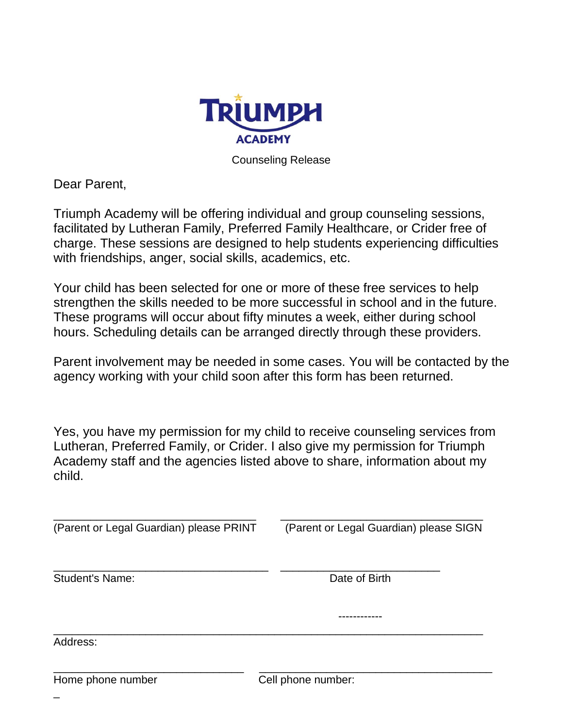TRIUMPH ACADEMY

Counseling Release

Dear Parent,

Triumph Academy will be offering individual and group counseling sessions, facilitated by Lutheran Family, Preferred Family Healthcare, or Crider free of charge. These sessions are designed to help students experiencing difficulties with friendships, anger, social skills, academics, etc.

Your child has been selected for one or more of these free services to help strengthen the skills needed to be more successful in school and in the future. These programs will occur about fifty minutes a week, either during school hours. Scheduling details can be arranged directly through these providers.

Parent involvement may be needed in some cases. You will be contacted by the agency working with your child soon after this form has been returned.

Yes, you have my permission for my child to receive counseling services from Lutheran, Preferred Family, or Crider. I also give my permission for Triumph Academy staff and the agencies listed above to share, information about my child.

\_\_\_\_\_\_\_\_\_\_\_\_\_\_\_\_\_\_\_\_\_\_\_\_\_\_\_\_\_\_\_\_\_ \_\_\_\_\_\_\_\_\_\_\_\_\_\_\_\_\_\_\_\_\_\_\_\_\_\_\_\_\_\_\_\_\_
(Parent or Legal Guardian) please PRINT (Parent or Legal Guardian) please SIGN

\_\_\_\_\_\_\_\_\_\_\_\_\_\_\_\_\_\_\_\_\_\_\_\_\_\_\_\_\_\_\_\_\_\_\_ \_\_\_\_\_\_\_\_\_\_\_\_\_\_\_\_\_\_\_\_\_\_\_\_\_\_
Student's Name: Date of Birth

------------

\_\_\_\_\_\_\_\_\_\_\_\_\_\_\_\_\_\_\_\_\_\_\_\_\_\_\_\_\_\_\_\_\_\_\_\_\_\_\_\_\_\_\_\_\_\_\_\_\_\_\_\_\_\_\_\_\_\_\_\_\_\_\_\_\_\_\_\_
Address:

\_\_\_\_\_\_\_\_\_\_\_\_\_\_\_\_\_\_\_\_\_\_\_\_\_\_\_\_\_\_\_ \_\_\_\_\_\_\_\_\_\_\_\_\_\_\_\_\_\_\_\_\_\_\_\_\_\_\_\_\_\_\_\_\_\_\_\_\_\_
Home phone number Cell phone number:

\_